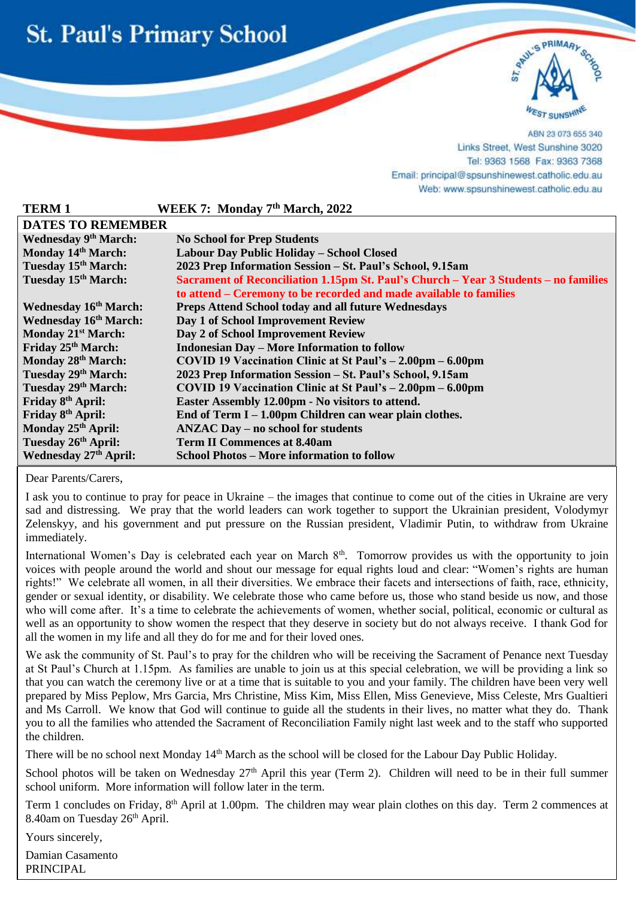# St. Paul's Primary School

ST. PAUL'S PRIMARY SCHOOL WEST SUNSHINE

ABN 23 073 655 340
Links Street, West Sunshine 3020
Tel: 9363 1568 Fax: 9363 7368
Email: principal@spsunshinewest.catholic.edu.au
Web: www.spsunshinewest.catholic.edu.au

**TERM 1 WEEK 7: Monday 7th March, 2022**

| DATES TO REMEMBER | |
|---|---|
| **Wednesday 9th March:** | **No School for Prep Students** |
| **Monday 14th March:** | **Labour Day Public Holiday – School Closed** |
| **Tuesday 15th March:** | **2023 Prep Information Session – St. Paul's School, 9.15am** |
| **Tuesday 15th March:** | **Sacrament of Reconciliation 1.15pm St. Paul's Church – Year 3 Students – no families to attend – Ceremony to be recorded and made available to families** |
| **Wednesday 16th March:** | **Preps Attend School today and all future Wednesdays** |
| **Wednesday 16th March:** | **Day 1 of School Improvement Review** |
| **Monday 21st March:** | **Day 2 of School Improvement Review** |
| **Friday 25th March:** | **Indonesian Day – More Information to follow** |
| **Monday 28th March:** | **COVID 19 Vaccination Clinic at St Paul's – 2.00pm – 6.00pm** |
| **Tuesday 29th March:** | **2023 Prep Information Session – St. Paul's School, 9.15am** |
| **Tuesday 29th March:** | **COVID 19 Vaccination Clinic at St Paul's – 2.00pm – 6.00pm** |
| **Friday 8th April:** | **Easter Assembly 12.00pm - No visitors to attend.** |
| **Friday 8th April:** | **End of Term I – 1.00pm Children can wear plain clothes.** |
| **Monday 25th April:** | **ANZAC Day – no school for students** |
| **Tuesday 26th April:** | **Term II Commences at 8.40am** |
| **Wednesday 27th April:** | **School Photos – More information to follow** |

Dear Parents/Carers,

I ask you to continue to pray for peace in Ukraine – the images that continue to come out of the cities in Ukraine are very sad and distressing. We pray that the world leaders can work together to support the Ukrainian president, Volodymyr Zelenskyy, and his government and put pressure on the Russian president, Vladimir Putin, to withdraw from Ukraine immediately.

International Women's Day is celebrated each year on March 8th. Tomorrow provides us with the opportunity to join voices with people around the world and shout our message for equal rights loud and clear: "Women's rights are human rights!" We celebrate all women, in all their diversities. We embrace their facets and intersections of faith, race, ethnicity, gender or sexual identity, or disability. We celebrate those who came before us, those who stand beside us now, and those who will come after. It's a time to celebrate the achievements of women, whether social, political, economic or cultural as well as an opportunity to show women the respect that they deserve in society but do not always receive. I thank God for all the women in my life and all they do for me and for their loved ones.

We ask the community of St. Paul's to pray for the children who will be receiving the Sacrament of Penance next Tuesday at St Paul's Church at 1.15pm. As families are unable to join us at this special celebration, we will be providing a link so that you can watch the ceremony live or at a time that is suitable to you and your family. The children have been very well prepared by Miss Peplow, Mrs Garcia, Mrs Christine, Miss Kim, Miss Ellen, Miss Genevieve, Miss Celeste, Mrs Gualtieri and Ms Carroll. We know that God will continue to guide all the students in their lives, no matter what they do. Thank you to all the families who attended the Sacrament of Reconciliation Family night last week and to the staff who supported the children.

There will be no school next Monday 14th March as the school will be closed for the Labour Day Public Holiday.

School photos will be taken on Wednesday 27th April this year (Term 2). Children will need to be in their full summer school uniform. More information will follow later in the term.

Term 1 concludes on Friday, 8th April at 1.00pm. The children may wear plain clothes on this day. Term 2 commences at 8.40am on Tuesday 26th April.

Yours sincerely,

Damian Casamento
PRINCIPAL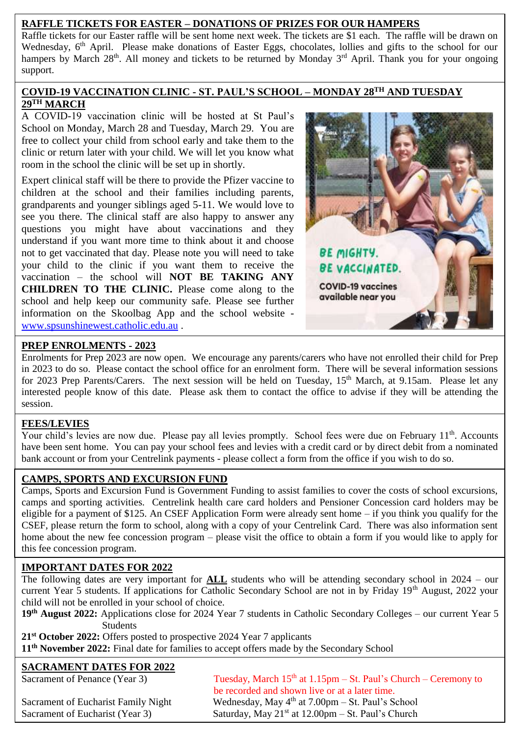## RAFFLE TICKETS FOR EASTER – DONATIONS OF PRIZES FOR OUR HAMPERS

Raffle tickets for our Easter raffle will be sent home next week. The tickets are $1 each. The raffle will be drawn on Wednesday, 6th April. Please make donations of Easter Eggs, chocolates, lollies and gifts to the school for our hampers by March 28th. All money and tickets to be returned by Monday 3rd April. Thank you for your ongoing support.

## COVID-19 VACCINATION CLINIC - ST. PAUL'S SCHOOL – MONDAY 28TH AND TUESDAY 29TH MARCH

A COVID-19 vaccination clinic will be hosted at St Paul's School on Monday, March 28 and Tuesday, March 29. You are free to collect your child from school early and take them to the clinic or return later with your child. We will let you know what room in the school the clinic will be set up in shortly.

Expert clinical staff will be there to provide the Pfizer vaccine to children at the school and their families including parents, grandparents and younger siblings aged 5-11. We would love to see you there. The clinical staff are also happy to answer any questions you might have about vaccinations and they understand if you want more time to think about it and choose not to get vaccinated that day. Please note you will need to take your child to the clinic if you want them to receive the vaccination – the school will **NOT BE TAKING ANY CHILDREN TO THE CLINIC.** Please come along to the school and help keep our community safe. Please see further information on the Skoolbag App and the school website - www.spsunshinewest.catholic.edu.au .

BE MIGHTY. BE VACCINATED.
COVID-19 vaccines available near you

## PREP ENROLMENTS - 2023

Enrolments for Prep 2023 are now open. We encourage any parents/carers who have not enrolled their child for Prep in 2023 to do so. Please contact the school office for an enrolment form. There will be several information sessions for 2023 Prep Parents/Carers. The next session will be held on Tuesday, 15th March, at 9.15am. Please let any interested people know of this date. Please ask them to contact the office to advise if they will be attending the session.

## FEES/LEVIES

Your child's levies are now due. Please pay all levies promptly. School fees were due on February 11th. Accounts have been sent home. You can pay your school fees and levies with a credit card or by direct debit from a nominated bank account or from your Centrelink payments - please collect a form from the office if you wish to do so.

## CAMPS, SPORTS AND EXCURSION FUND

Camps, Sports and Excursion Fund is Government Funding to assist families to cover the costs of school excursions, camps and sporting activities. Centrelink health care card holders and Pensioner Concession card holders may be eligible for a payment of $125. An CSEF Application Form were already sent home – if you think you qualify for the CSEF, please return the form to school, along with a copy of your Centrelink Card. There was also information sent home about the new fee concession program – please visit the office to obtain a form if you would like to apply for this fee concession program.

## IMPORTANT DATES FOR 2022

The following dates are very important for **ALL** students who will be attending secondary school in 2024 – our current Year 5 students. If applications for Catholic Secondary School are not in by Friday 19th August, 2022 your child will not be enrolled in your school of choice.

**19th August 2022:** Applications close for 2024 Year 7 students in Catholic Secondary Colleges – our current Year 5 Students

**21st October 2022:** Offers posted to prospective 2024 Year 7 applicants

**11th November 2022:** Final date for families to accept offers made by the Secondary School

## SACRAMENT DATES FOR 2022

| | |
|---|---|
| Sacrament of Penance (Year 3) | Tuesday, March 15th at 1.15pm – St. Paul's Church – Ceremony to be recorded and shown live or at a later time. |
| Sacrament of Eucharist Family Night | Wednesday, May 4th at 7.00pm – St. Paul's School |
| Sacrament of Eucharist (Year 3) | Saturday, May 21st at 12.00pm – St. Paul's Church |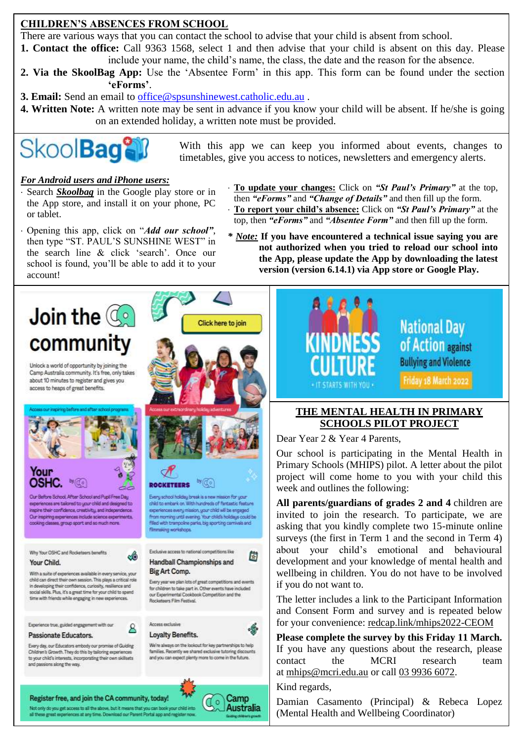## CHILDREN'S ABSENCES FROM SCHOOL

There are various ways that you can contact the school to advise that your child is absent from school.

1. **Contact the office:** Call 9363 1568, select 1 and then advise that your child is absent on this day. Please include your name, the child's name, the class, the date and the reason for the absence.
2. **Via the SkoolBag App:** Use the 'Absentee Form' in this app. This form can be found under the section **'eForms'**.
3. **Email:** Send an email to office@spsunshinewest.catholic.edu.au .
4. **Written Note:** A written note may be sent in advance if you know your child will be absent. If he/she is going on an extended holiday, a written note must be provided.

**SkoolBag**

With this app we can keep you informed about events, changes to timetables, give you access to notices, newsletters and emergency alerts.

***For Android users and iPhone users:***

- Search ***Skoolbag*** in the Google play store or in the App store, and install it on your phone, PC or tablet.
- Opening this app, click on "***Add our school"***, then type "ST. PAUL'S SUNSHINE WEST" in the search line & click 'search'. Once our school is found, you'll be able to add it to your account!
- **To update your changes:** Click on ***"St Paul's Primary"*** at the top, then ***"eForms"*** and ***"Change of Details"*** and then fill up the form.
- **To report your child's absence:** Click on ***"St Paul's Primary"*** at the top, then ***"eForms"*** and ***"Absentee Form"*** and then fill up the form.

**\* *Note:* If you have encountered a technical issue saying you are not authorized when you tried to reload our school into the App, please update the App by downloading the latest version (version 6.14.1) via App store or Google Play.**

# Join the community

Click here to join

Unlock a world of opportunity by joining the Camp Australia community. It's free, only takes about 10 minutes to register and gives you access to heaps of great benefits.

Access our inspiring before and after school programs

**Your OSHC.** by CA

Our Before School, After School and Pupil Free Day experiences are tailored to your child and designed to inspire their confidence, creativity, and independence. Our inspiring experiences include science experiments, cooking classes, group sport and so much more.

Access our extraordinary holiday adventures

**ROCKETEERS** by CA

Every school holiday break is a new mission for your child to embark on. With hundreds of fantastic feature experiences every mission, your child will be engaged from morning until evening. Your child's holidays could be filled with trampoline parks, big sporting carnivals and filmmaking workshops.

Why Your OSHC and Rocketeers benefits

**Your Child.**

With a suite of experiences available in every service, your child can direct their own session. This plays a critical role in developing their confidence, curiosity, resilience and social skills. Plus, it's a great time for your child to spend time with friends while engaging in new experiences.

Exclusive access to national competitions like

**Handball Championships and Big Art Comp.**

Every year we plan lots of great competitions and events for children to take part in. Other events have included our Experimental Cookbook Competition and the Rocketeers Film Festival.

Experience true, guided engagement with our

**Passionate Educators.**

Every day, our Educators embody our promise of Guiding Children's Growth. They do this by tailoring experiences to your child's interests, incorporating their own skillsets and passions along the way.

Access exclusive

**Loyalty Benefits.**

We're always on the lookout for key partnerships to help families. Recently we shared exclusive tutoring discounts and you can expect plenty more to come in the future.

**Register free, and join the CA community, today!**

Not only do you get access to all the above, but it means that you can book your child into all these great experiences at any time. Download our Parent Portal app and register now.

Camp Australia — Guiding children's growth

KINDNESS CULTURE • IT STARTS WITH YOU •

National Day of Action against Bullying and Violence

Friday 18 March 2022

## THE MENTAL HEALTH IN PRIMARY SCHOOLS PILOT PROJECT

Dear Year 2 & Year 4 Parents,

Our school is participating in the Mental Health in Primary Schools (MHIPS) pilot. A letter about the pilot project will come home to you with your child this week and outlines the following:

**All parents/guardians of grades 2 and 4** children are invited to join the research. To participate, we are asking that you kindly complete two 15-minute online surveys (the first in Term 1 and the second in Term 4) about your child's emotional and behavioural development and your knowledge of mental health and wellbeing in children. You do not have to be involved if you do not want to.

The letter includes a link to the Participant Information and Consent Form and survey and is repeated below for your convenience: redcap.link/mhips2022-CEOM

**Please complete the survey by this Friday 11 March.** If you have any questions about the research, please contact the MCRI research team at mhips@mcri.edu.au or call 03 9936 6072.

Kind regards,

Damian Casamento (Principal) & Rebeca Lopez (Mental Health and Wellbeing Coordinator)